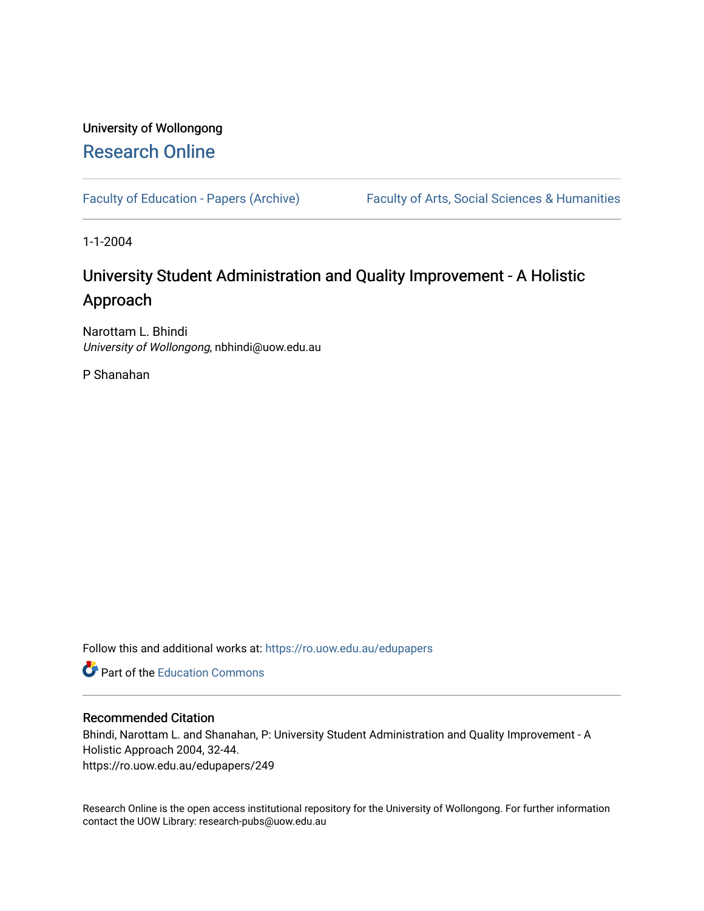University of Wollongong

# Research Online

Faculty of Education - Papers (Archive) | Faculty of Arts, Social Sciences & Humanities

1-1-2004

## University Student Administration and Quality Improvement - A Holistic Approach

Narottam L. Bhindi
*University of Wollongong*, nbhindi@uow.edu.au

P Shanahan

Follow this and additional works at: https://ro.uow.edu.au/edupapers

Part of the Education Commons

### Recommended Citation

Bhindi, Narottam L. and Shanahan, P: University Student Administration and Quality Improvement - A Holistic Approach 2004, 32-44.
https://ro.uow.edu.au/edupapers/249

Research Online is the open access institutional repository for the University of Wollongong. For further information contact the UOW Library: research-pubs@uow.edu.au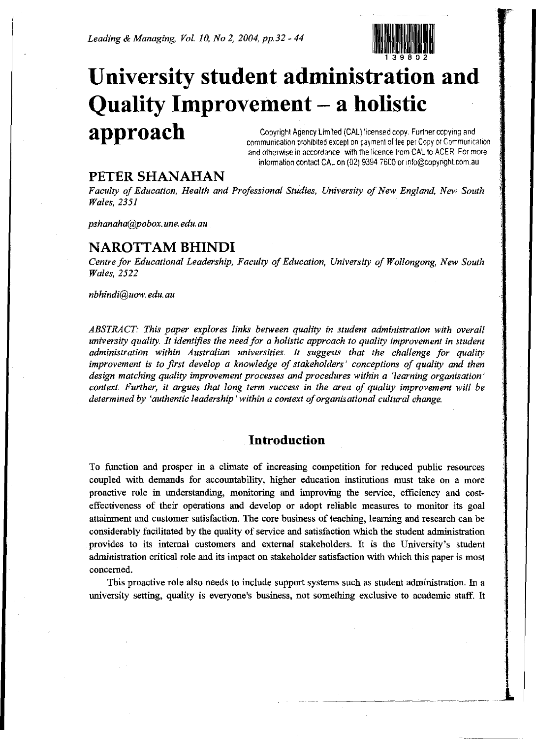# University student administration and Quality Improvement – a holistic approach

Copyright Agency Limited (CAL) licensed copy. Further copying and communication prohibited except on payment of fee per Copy or Communication and otherwise in accordance with the licence from CAL to ACER. For more information contact CAL on (02) 9394 7600 or info@copyright.com.au

## PETER SHANAHAN

*Faculty of Education, Health and Professional Studies, University of New England, New South Wales, 2351*

*pshanaha@pobox.une.edu.au*

## NAROTTAM BHINDI

*Centre for Educational Leadership, Faculty of Education, University of Wollongong, New South Wales, 2522*

*nbhindi@uow.edu.au*

*ABSTRACT: This paper explores links between quality in student administration with overall university quality. It identifies the need for a holistic approach to quality improvement in student administration within Australian universities. It suggests that the challenge for quality improvement is to first develop a knowledge of stakeholders' conceptions of quality and then design matching quality improvement processes and procedures within a 'learning organisation' context. Further, it argues that long term success in the area of quality improvement will be determined by 'authentic leadership' within a context of organisational cultural change.*

## Introduction

To function and prosper in a climate of increasing competition for reduced public resources coupled with demands for accountability, higher education institutions must take on a more proactive role in understanding, monitoring and improving the service, efficiency and cost-effectiveness of their operations and develop or adopt reliable measures to monitor its goal attainment and customer satisfaction. The core business of teaching, learning and research can be considerably facilitated by the quality of service and satisfaction which the student administration provides to its internal customers and external stakeholders. It is the University's student administration critical role and its impact on stakeholder satisfaction with which this paper is most concerned.

This proactive role also needs to include support systems such as student administration. In a university setting, quality is everyone's business, not something exclusive to academic staff. It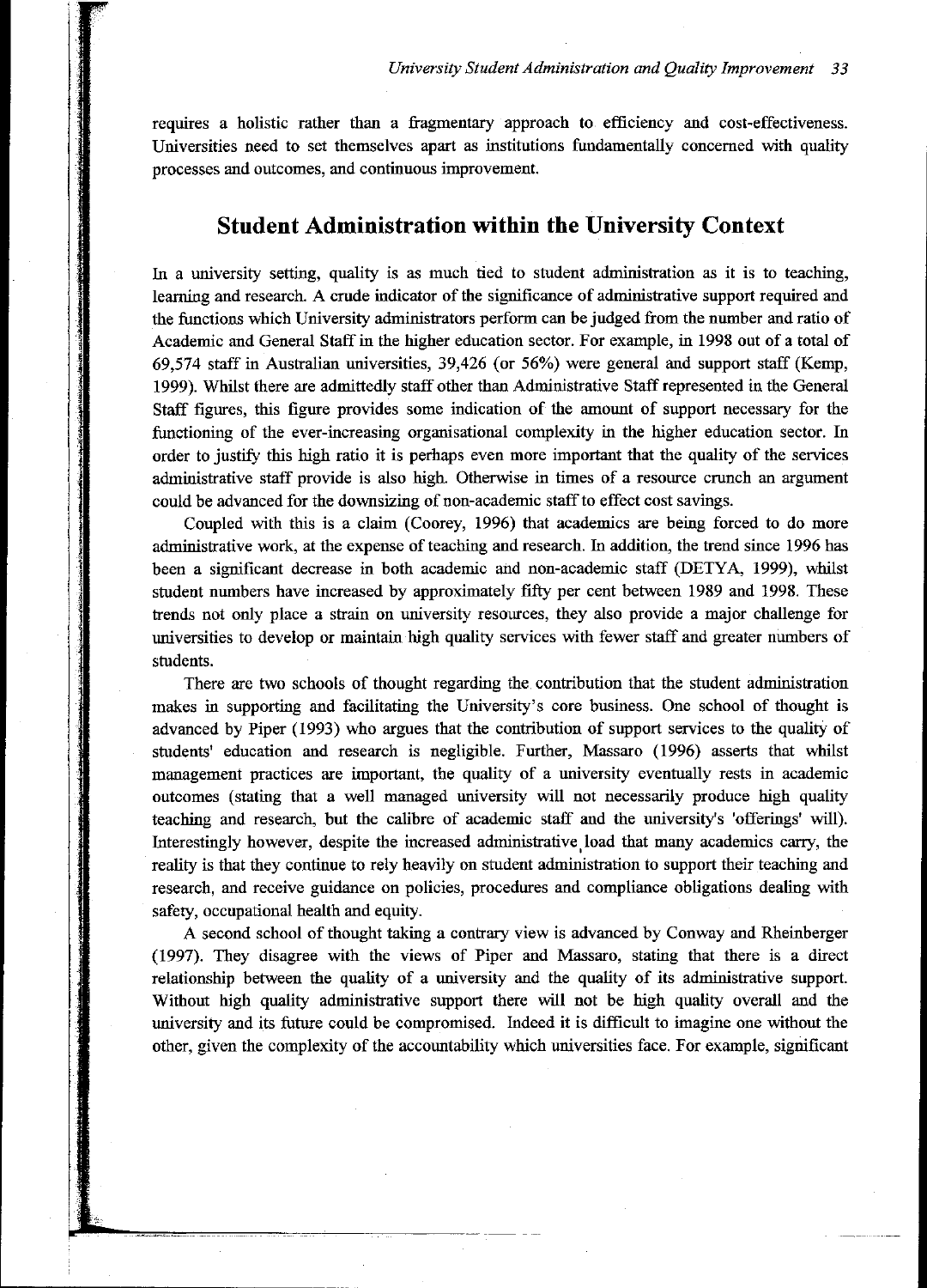requires a holistic rather than a fragmentary approach to efficiency and cost-effectiveness. Universities need to set themselves apart as institutions fundamentally concerned with quality processes and outcomes, and continuous improvement.

## Student Administration within the University Context

In a university setting, quality is as much tied to student administration as it is to teaching, learning and research. A crude indicator of the significance of administrative support required and the functions which University administrators perform can be judged from the number and ratio of Academic and General Staff in the higher education sector. For example, in 1998 out of a total of 69,574 staff in Australian universities, 39,426 (or 56%) were general and support staff (Kemp, 1999). Whilst there are admittedly staff other than Administrative Staff represented in the General Staff figures, this figure provides some indication of the amount of support necessary for the functioning of the ever-increasing organisational complexity in the higher education sector. In order to justify this high ratio it is perhaps even more important that the quality of the services administrative staff provide is also high. Otherwise in times of a resource crunch an argument could be advanced for the downsizing of non-academic staff to effect cost savings.

Coupled with this is a claim (Coorey, 1996) that academics are being forced to do more administrative work, at the expense of teaching and research. In addition, the trend since 1996 has been a significant decrease in both academic and non-academic staff (DETYA, 1999), whilst student numbers have increased by approximately fifty per cent between 1989 and 1998. These trends not only place a strain on university resources, they also provide a major challenge for universities to develop or maintain high quality services with fewer staff and greater numbers of students.

There are two schools of thought regarding the contribution that the student administration makes in supporting and facilitating the University's core business. One school of thought is advanced by Piper (1993) who argues that the contribution of support services to the quality of students' education and research is negligible. Further, Massaro (1996) asserts that whilst management practices are important, the quality of a university eventually rests in academic outcomes (stating that a well managed university will not necessarily produce high quality teaching and research, but the calibre of academic staff and the university's 'offerings' will). Interestingly however, despite the increased administrative load that many academics carry, the reality is that they continue to rely heavily on student administration to support their teaching and research, and receive guidance on policies, procedures and compliance obligations dealing with safety, occupational health and equity.

A second school of thought taking a contrary view is advanced by Conway and Rheinberger (1997). They disagree with the views of Piper and Massaro, stating that there is a direct relationship between the quality of a university and the quality of its administrative support. Without high quality administrative support there will not be high quality overall and the university and its future could be compromised. Indeed it is difficult to imagine one without the other, given the complexity of the accountability which universities face. For example, significant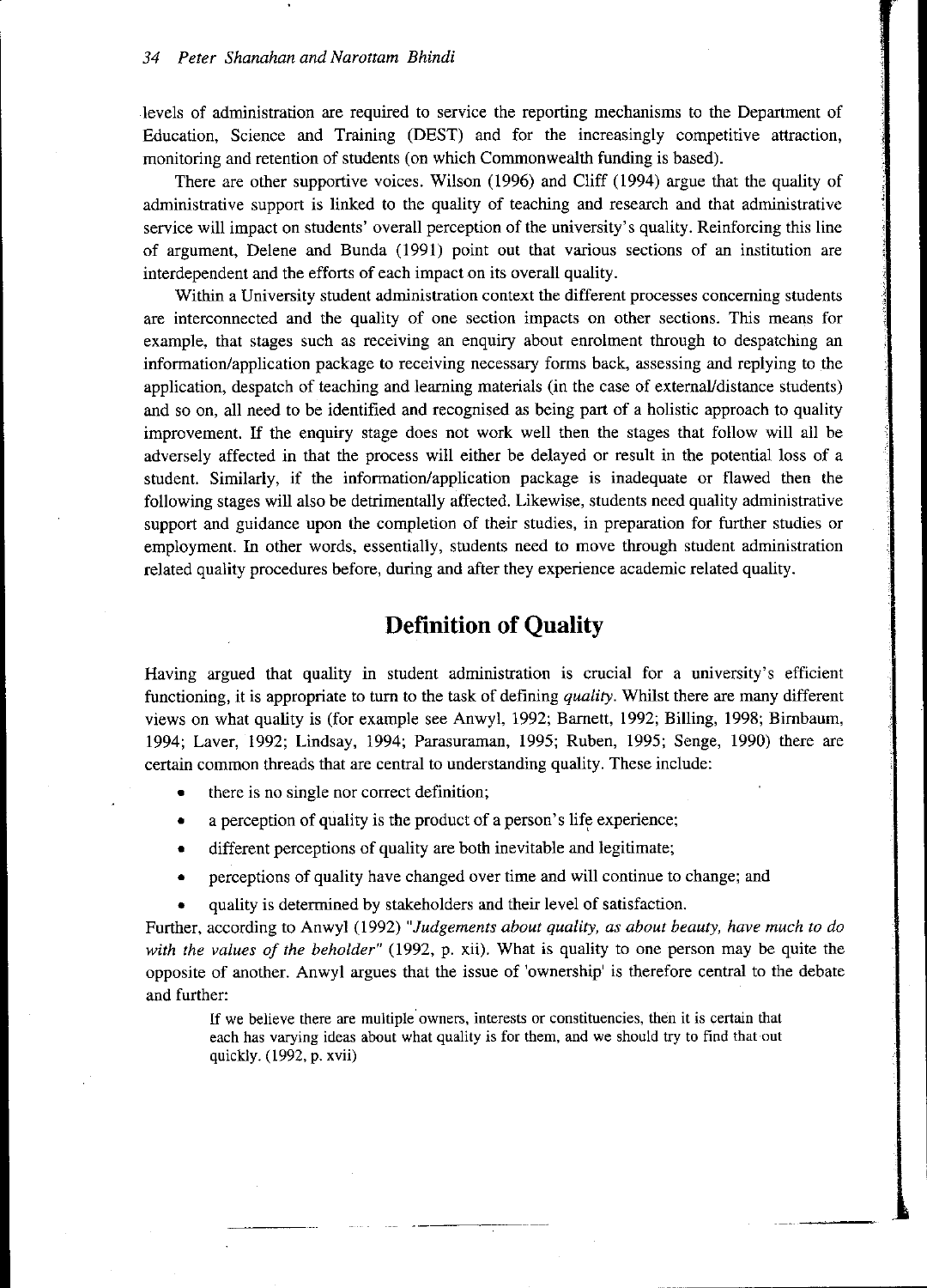levels of administration are required to service the reporting mechanisms to the Department of Education, Science and Training (DEST) and for the increasingly competitive attraction, monitoring and retention of students (on which Commonwealth funding is based).

There are other supportive voices. Wilson (1996) and Cliff (1994) argue that the quality of administrative support is linked to the quality of teaching and research and that administrative service will impact on students' overall perception of the university's quality. Reinforcing this line of argument, Delene and Bunda (1991) point out that various sections of an institution are interdependent and the efforts of each impact on its overall quality.

Within a University student administration context the different processes concerning students are interconnected and the quality of one section impacts on other sections. This means for example, that stages such as receiving an enquiry about enrolment through to despatching an information/application package to receiving necessary forms back, assessing and replying to the application, despatch of teaching and learning materials (in the case of external/distance students) and so on, all need to be identified and recognised as being part of a holistic approach to quality improvement. If the enquiry stage does not work well then the stages that follow will all be adversely affected in that the process will either be delayed or result in the potential loss of a student. Similarly, if the information/application package is inadequate or flawed then the following stages will also be detrimentally affected. Likewise, students need quality administrative support and guidance upon the completion of their studies, in preparation for further studies or employment. In other words, essentially, students need to move through student administration related quality procedures before, during and after they experience academic related quality.

## Definition of Quality

Having argued that quality in student administration is crucial for a university's efficient functioning, it is appropriate to turn to the task of defining *quality*. Whilst there are many different views on what quality is (for example see Anwyl, 1992; Barnett, 1992; Billing, 1998; Birnbaum, 1994; Laver, 1992; Lindsay, 1994; Parasuraman, 1995; Ruben, 1995; Senge, 1990) there are certain common threads that are central to understanding quality. These include:

- there is no single nor correct definition;
- a perception of quality is the product of a person's life experience;
- different perceptions of quality are both inevitable and legitimate;
- perceptions of quality have changed over time and will continue to change; and
- quality is determined by stakeholders and their level of satisfaction.

Further, according to Anwyl (1992) "*Judgements about quality, as about beauty, have much to do with the values of the beholder*" (1992, p. xii). What is quality to one person may be quite the opposite of another. Anwyl argues that the issue of 'ownership' is therefore central to the debate and further:

> If we believe there are multiple owners, interests or constituencies, then it is certain that each has varying ideas about what quality is for them, and we should try to find that out quickly. (1992, p. xvii)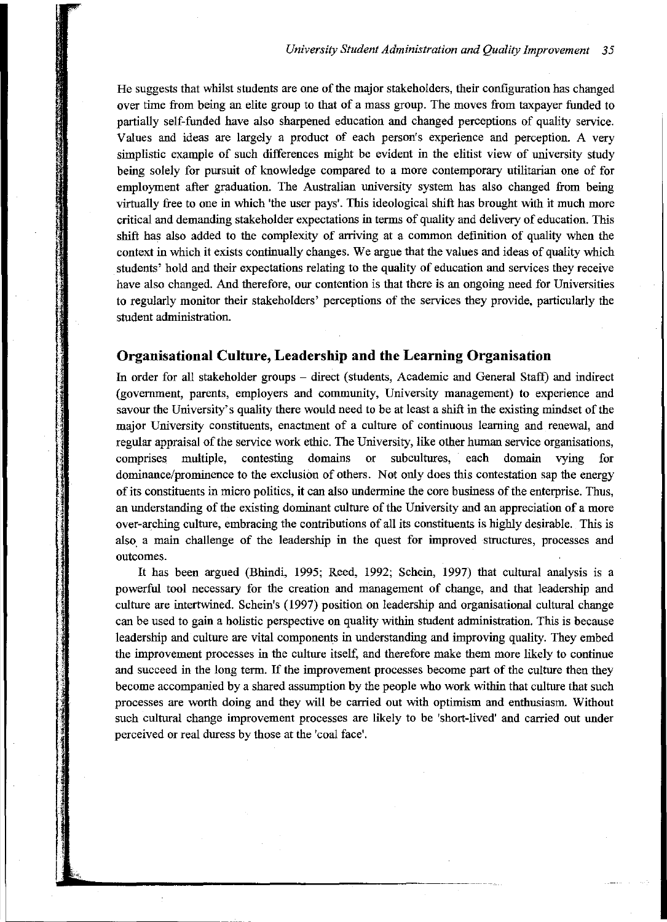He suggests that whilst students are one of the major stakeholders, their configuration has changed over time from being an elite group to that of a mass group. The moves from taxpayer funded to partially self-funded have also sharpened education and changed perceptions of quality service. Values and ideas are largely a product of each person's experience and perception. A very simplistic example of such differences might be evident in the elitist view of university study being solely for pursuit of knowledge compared to a more contemporary utilitarian one of for employment after graduation. The Australian university system has also changed from being virtually free to one in which 'the user pays'. This ideological shift has brought with it much more critical and demanding stakeholder expectations in terms of quality and delivery of education. This shift has also added to the complexity of arriving at a common definition of quality when the context in which it exists continually changes. We argue that the values and ideas of quality which students' hold and their expectations relating to the quality of education and services they receive have also changed. And therefore, our contention is that there is an ongoing need for Universities to regularly monitor their stakeholders' perceptions of the services they provide, particularly the student administration.

## Organisational Culture, Leadership and the Learning Organisation

In order for all stakeholder groups – direct (students, Academic and General Staff) and indirect (government, parents, employers and community, University management) to experience and savour the University's quality there would need to be at least a shift in the existing mindset of the major University constituents, enactment of a culture of continuous learning and renewal, and regular appraisal of the service work ethic. The University, like other human service organisations, comprises multiple, contesting domains or subcultures, each domain vying for dominance/prominence to the exclusion of others. Not only does this contestation sap the energy of its constituents in micro politics, it can also undermine the core business of the enterprise. Thus, an understanding of the existing dominant culture of the University and an appreciation of a more over-arching culture, embracing the contributions of all its constituents is highly desirable. This is also a main challenge of the leadership in the quest for improved structures, processes and outcomes.

It has been argued (Bhindi, 1995; Reed, 1992; Schein, 1997) that cultural analysis is a powerful tool necessary for the creation and management of change, and that leadership and culture are intertwined. Schein's (1997) position on leadership and organisational cultural change can be used to gain a holistic perspective on quality within student administration. This is because leadership and culture are vital components in understanding and improving quality. They embed the improvement processes in the culture itself, and therefore make them more likely to continue and succeed in the long term. If the improvement processes become part of the culture then they become accompanied by a shared assumption by the people who work within that culture that such processes are worth doing and they will be carried out with optimism and enthusiasm. Without such cultural change improvement processes are likely to be 'short-lived' and carried out under perceived or real duress by those at the 'coal face'.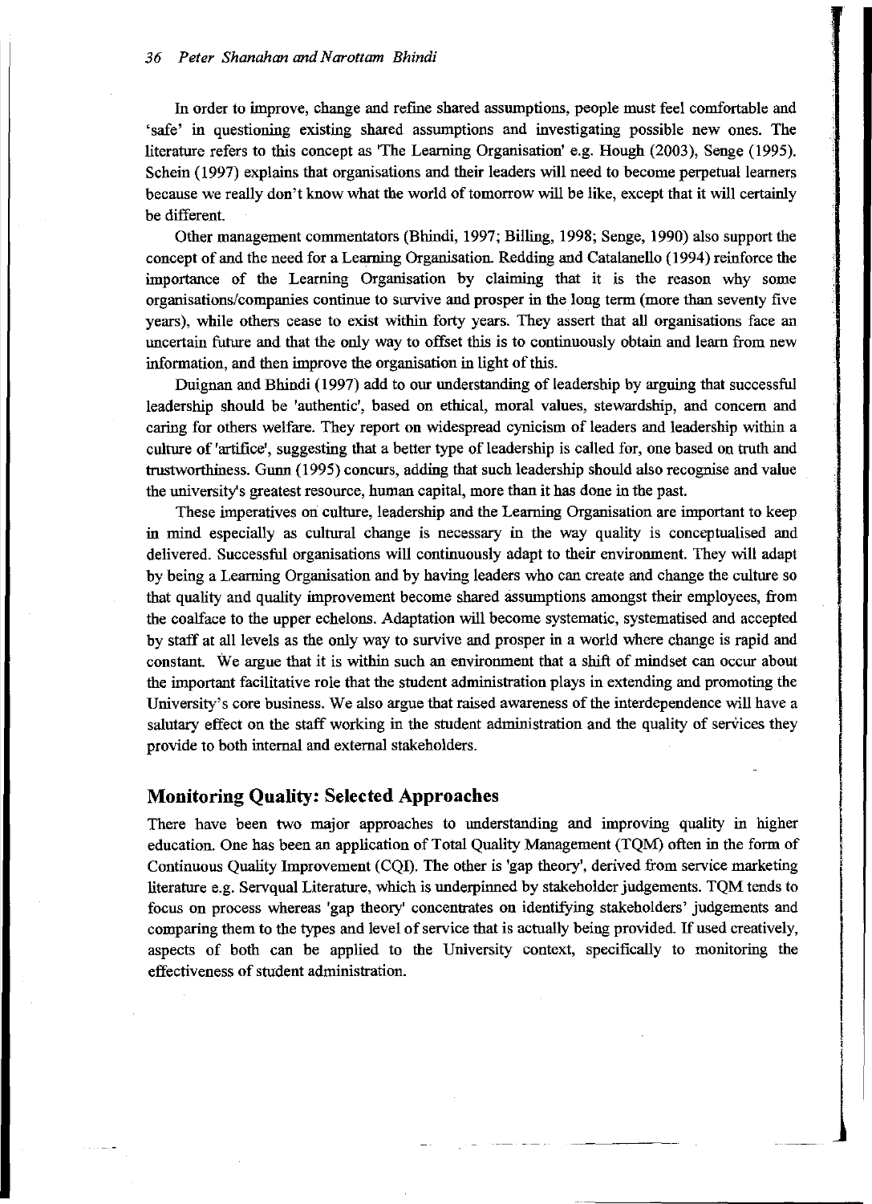In order to improve, change and refine shared assumptions, people must feel comfortable and 'safe' in questioning existing shared assumptions and investigating possible new ones. The literature refers to this concept as 'The Learning Organisation' e.g. Hough (2003), Senge (1995). Schein (1997) explains that organisations and their leaders will need to become perpetual learners because we really don't know what the world of tomorrow will be like, except that it will certainly be different.

Other management commentators (Bhindi, 1997; Billing, 1998; Senge, 1990) also support the concept of and the need for a Learning Organisation. Redding and Catalanello (1994) reinforce the importance of the Learning Organisation by claiming that it is the reason why some organisations/companies continue to survive and prosper in the long term (more than seventy five years), while others cease to exist within forty years. They assert that all organisations face an uncertain future and that the only way to offset this is to continuously obtain and learn from new information, and then improve the organisation in light of this.

Duignan and Bhindi (1997) add to our understanding of leadership by arguing that successful leadership should be 'authentic', based on ethical, moral values, stewardship, and concern and caring for others welfare. They report on widespread cynicism of leaders and leadership within a culture of 'artifice', suggesting that a better type of leadership is called for, one based on truth and trustworthiness. Gunn (1995) concurs, adding that such leadership should also recognise and value the university's greatest resource, human capital, more than it has done in the past.

These imperatives on culture, leadership and the Learning Organisation are important to keep in mind especially as cultural change is necessary in the way quality is conceptualised and delivered. Successful organisations will continuously adapt to their environment. They will adapt by being a Learning Organisation and by having leaders who can create and change the culture so that quality and quality improvement become shared assumptions amongst their employees, from the coalface to the upper echelons. Adaptation will become systematic, systematised and accepted by staff at all levels as the only way to survive and prosper in a world where change is rapid and constant. We argue that it is within such an environment that a shift of mindset can occur about the important facilitative role that the student administration plays in extending and promoting the University's core business. We also argue that raised awareness of the interdependence will have a salutary effect on the staff working in the student administration and the quality of services they provide to both internal and external stakeholders.

## Monitoring Quality: Selected Approaches

There have been two major approaches to understanding and improving quality in higher education. One has been an application of Total Quality Management (TQM) often in the form of Continuous Quality Improvement (CQI). The other is 'gap theory', derived from service marketing literature e.g. Servqual Literature, which is underpinned by stakeholder judgements. TQM tends to focus on process whereas 'gap theory' concentrates on identifying stakeholders' judgements and comparing them to the types and level of service that is actually being provided. If used creatively, aspects of both can be applied to the University context, specifically to monitoring the effectiveness of student administration.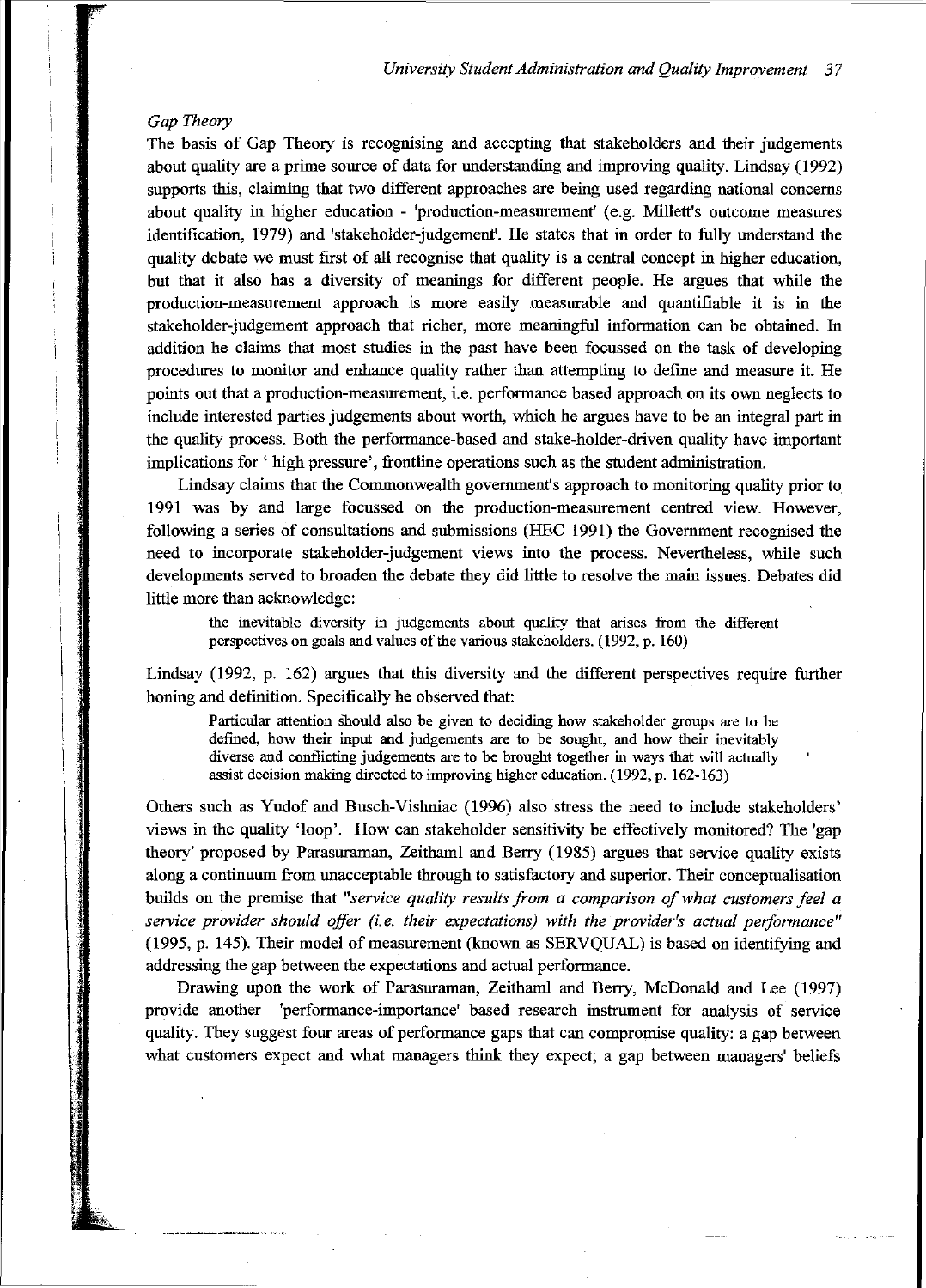*Gap Theory*

The basis of Gap Theory is recognising and accepting that stakeholders and their judgements about quality are a prime source of data for understanding and improving quality. Lindsay (1992) supports this, claiming that two different approaches are being used regarding national concerns about quality in higher education - 'production-measurement' (e.g. Millett's outcome measures identification, 1979) and 'stakeholder-judgement'. He states that in order to fully understand the quality debate we must first of all recognise that quality is a central concept in higher education, but that it also has a diversity of meanings for different people. He argues that while the production-measurement approach is more easily measurable and quantifiable it is in the stakeholder-judgement approach that richer, more meaningful information can be obtained. In addition he claims that most studies in the past have been focussed on the task of developing procedures to monitor and enhance quality rather than attempting to define and measure it. He points out that a production-measurement, i.e. performance based approach on its own neglects to include interested parties judgements about worth, which he argues have to be an integral part in the quality process. Both the performance-based and stake-holder-driven quality have important implications for ' high pressure', frontline operations such as the student administration.

Lindsay claims that the Commonwealth government's approach to monitoring quality prior to 1991 was by and large focussed on the production-measurement centred view. However, following a series of consultations and submissions (HEC 1991) the Government recognised the need to incorporate stakeholder-judgement views into the process. Nevertheless, while such developments served to broaden the debate they did little to resolve the main issues. Debates did little more than acknowledge:

> the inevitable diversity in judgements about quality that arises from the different perspectives on goals and values of the various stakeholders. (1992, p. 160)

Lindsay (1992, p. 162) argues that this diversity and the different perspectives require further honing and definition. Specifically he observed that:

> Particular attention should also be given to deciding how stakeholder groups are to be defined, how their input and judgements are to be sought, and how their inevitably diverse and conflicting judgements are to be brought together in ways that will actually assist decision making directed to improving higher education. (1992, p. 162-163)

Others such as Yudof and Busch-Vishniac (1996) also stress the need to include stakeholders' views in the quality 'loop'. How can stakeholder sensitivity be effectively monitored? The 'gap theory' proposed by Parasuraman, Zeithaml and Berry (1985) argues that service quality exists along a continuum from unacceptable through to satisfactory and superior. Their conceptualisation builds on the premise that *"service quality results from a comparison of what customers feel a service provider should offer (i.e. their expectations) with the provider's actual performance"* (1995, p. 145). Their model of measurement (known as SERVQUAL) is based on identifying and addressing the gap between the expectations and actual performance.

Drawing upon the work of Parasuraman, Zeithaml and Berry, McDonald and Lee (1997) provide another 'performance-importance' based research instrument for analysis of service quality. They suggest four areas of performance gaps that can compromise quality: a gap between what customers expect and what managers think they expect; a gap between managers' beliefs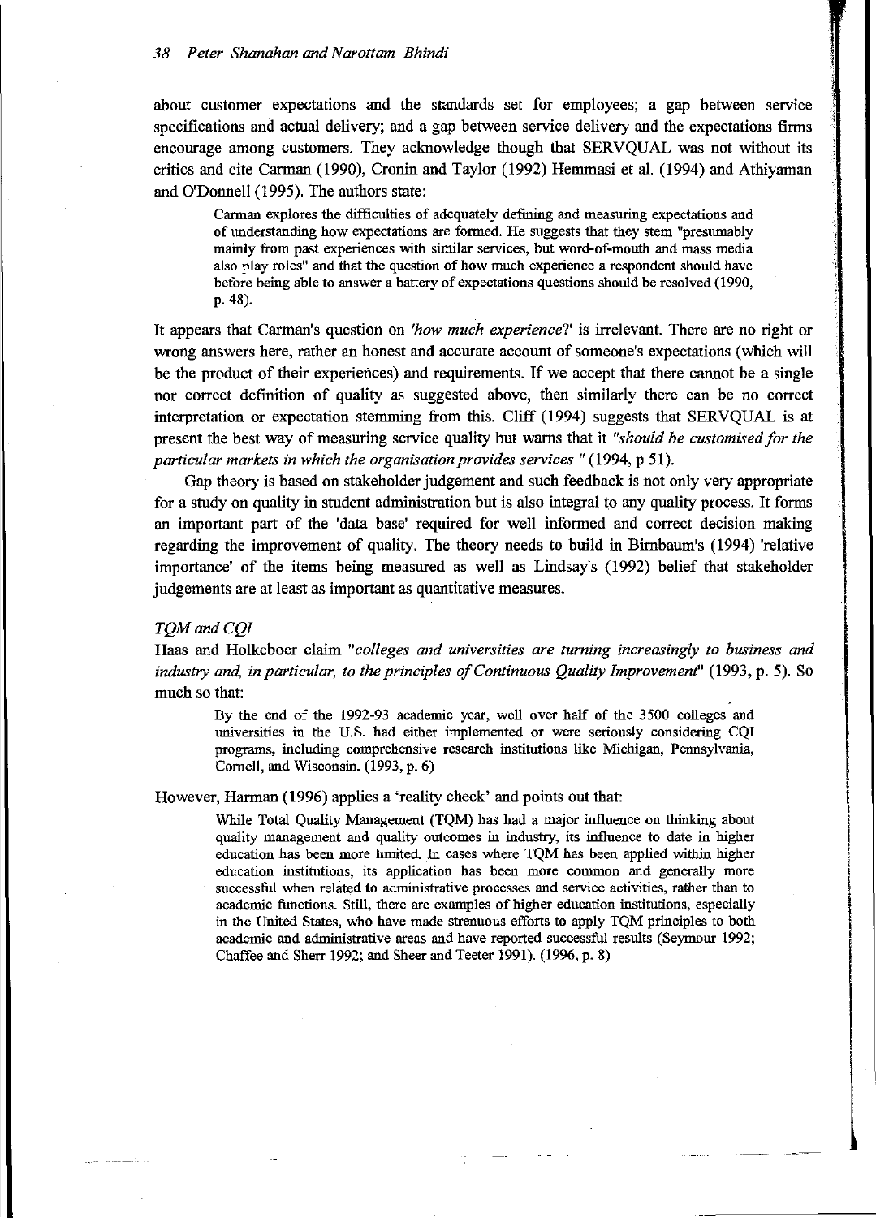about customer expectations and the standards set for employees; a gap between service specifications and actual delivery; and a gap between service delivery and the expectations firms encourage among customers. They acknowledge though that SERVQUAL was not without its critics and cite Carman (1990), Cronin and Taylor (1992) Hemmasi et al. (1994) and Athiyaman and O'Donnell (1995). The authors state:

> Carman explores the difficulties of adequately defining and measuring expectations and of understanding how expectations are formed. He suggests that they stem "presumably mainly from past experiences with similar services, but word-of-mouth and mass media also play roles" and that the question of how much experience a respondent should have before being able to answer a battery of expectations questions should be resolved (1990, p. 48).

It appears that Carman's question on *'how much experience?'* is irrelevant. There are no right or wrong answers here, rather an honest and accurate account of someone's expectations (which will be the product of their experiences) and requirements. If we accept that there cannot be a single nor correct definition of quality as suggested above, then similarly there can be no correct interpretation or expectation stemming from this. Cliff (1994) suggests that SERVQUAL is at present the best way of measuring service quality but warns that it *"should be customised for the particular markets in which the organisation provides services "* (1994, p 51).

Gap theory is based on stakeholder judgement and such feedback is not only very appropriate for a study on quality in student administration but is also integral to any quality process. It forms an important part of the 'data base' required for well informed and correct decision making regarding the improvement of quality. The theory needs to build in Birnbaum's (1994) 'relative importance' of the items being measured as well as Lindsay's (1992) belief that stakeholder judgements are at least as important as quantitative measures.

### *TQM and CQI*

Haas and Holkeboer claim "*colleges and universities are turning increasingly to business and industry and, in particular, to the principles of Continuous Quality Improvement*" (1993, p. 5). So much so that:

> By the end of the 1992-93 academic year, well over half of the 3500 colleges and universities in the U.S. had either implemented or were seriously considering CQI programs, including comprehensive research institutions like Michigan, Pennsylvania, Cornell, and Wisconsin. (1993, p. 6)

However, Harman (1996) applies a 'reality check' and points out that:

> While Total Quality Management (TQM) has had a major influence on thinking about quality management and quality outcomes in industry, its influence to date in higher education has been more limited. In cases where TQM has been applied within higher education institutions, its application has been more common and generally more successful when related to administrative processes and service activities, rather than to academic functions. Still, there are examples of higher education institutions, especially in the United States, who have made strenuous efforts to apply TQM principles to both academic and administrative areas and have reported successful results (Seymour 1992; Chaffee and Sherr 1992; and Sheer and Teeter 1991). (1996, p. 8)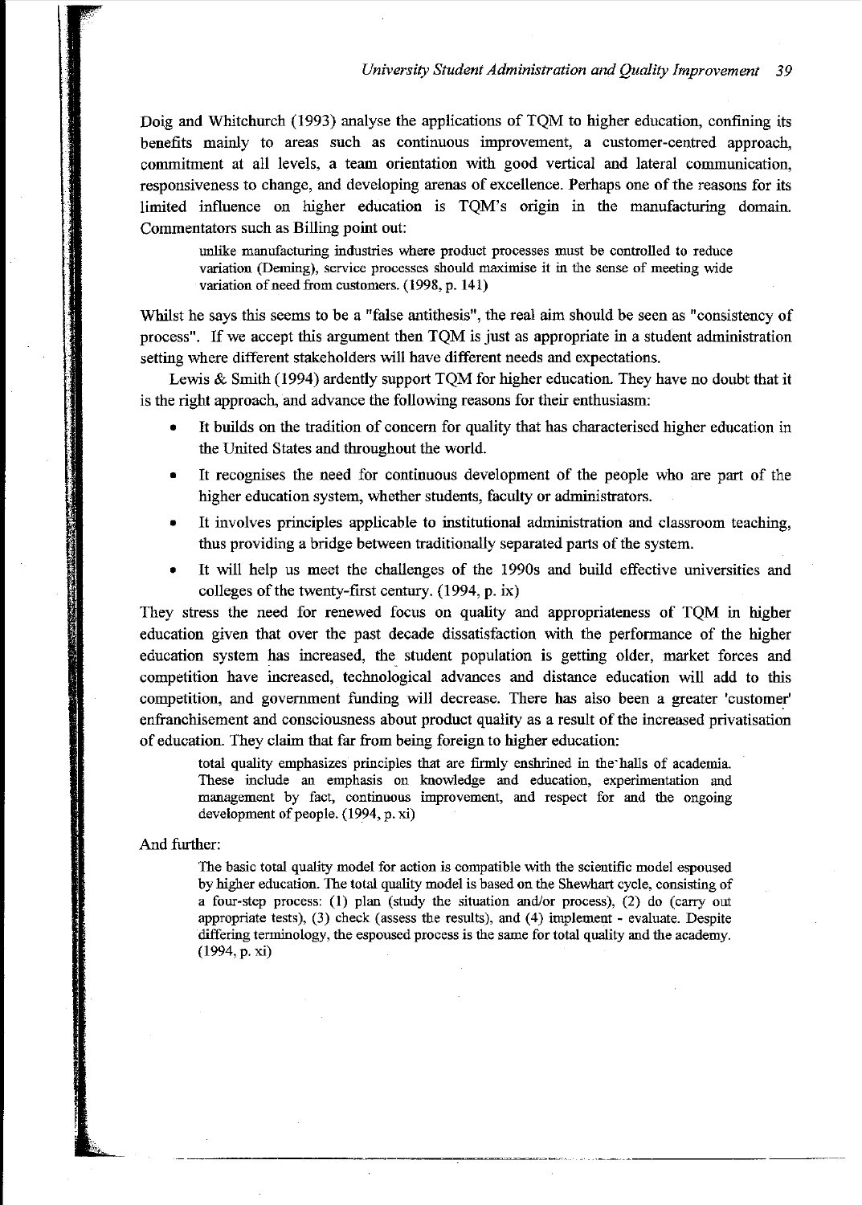Doig and Whitchurch (1993) analyse the applications of TQM to higher education, confining its benefits mainly to areas such as continuous improvement, a customer-centred approach, commitment at all levels, a team orientation with good vertical and lateral communication, responsiveness to change, and developing arenas of excellence. Perhaps one of the reasons for its limited influence on higher education is TQM's origin in the manufacturing domain. Commentators such as Billing point out:

> unlike manufacturing industries where product processes must be controlled to reduce variation (Deming), service processes should maximise it in the sense of meeting wide variation of need from customers. (1998, p. 141)

Whilst he says this seems to be a "false antithesis", the real aim should be seen as "consistency of process". If we accept this argument then TQM is just as appropriate in a student administration setting where different stakeholders will have different needs and expectations.

Lewis & Smith (1994) ardently support TQM for higher education. They have no doubt that it is the right approach, and advance the following reasons for their enthusiasm:

- It builds on the tradition of concern for quality that has characterised higher education in the United States and throughout the world.
- It recognises the need for continuous development of the people who are part of the higher education system, whether students, faculty or administrators.
- It involves principles applicable to institutional administration and classroom teaching, thus providing a bridge between traditionally separated parts of the system.
- It will help us meet the challenges of the 1990s and build effective universities and colleges of the twenty-first century. (1994, p. ix)

They stress the need for renewed focus on quality and appropriateness of TQM in higher education given that over the past decade dissatisfaction with the performance of the higher education system has increased, the student population is getting older, market forces and competition have increased, technological advances and distance education will add to this competition, and government funding will decrease. There has also been a greater 'customer' enfranchisement and consciousness about product quality as a result of the increased privatisation of education. They claim that far from being foreign to higher education:

> total quality emphasizes principles that are firmly enshrined in the halls of academia. These include an emphasis on knowledge and education, experimentation and management by fact, continuous improvement, and respect for and the ongoing development of people. (1994, p. xi)

And further:

> The basic total quality model for action is compatible with the scientific model espoused by higher education. The total quality model is based on the Shewhart cycle, consisting of a four-step process: (1) plan (study the situation and/or process), (2) do (carry out appropriate tests), (3) check (assess the results), and (4) implement - evaluate. Despite differing terminology, the espoused process is the same for total quality and the academy. (1994, p. xi)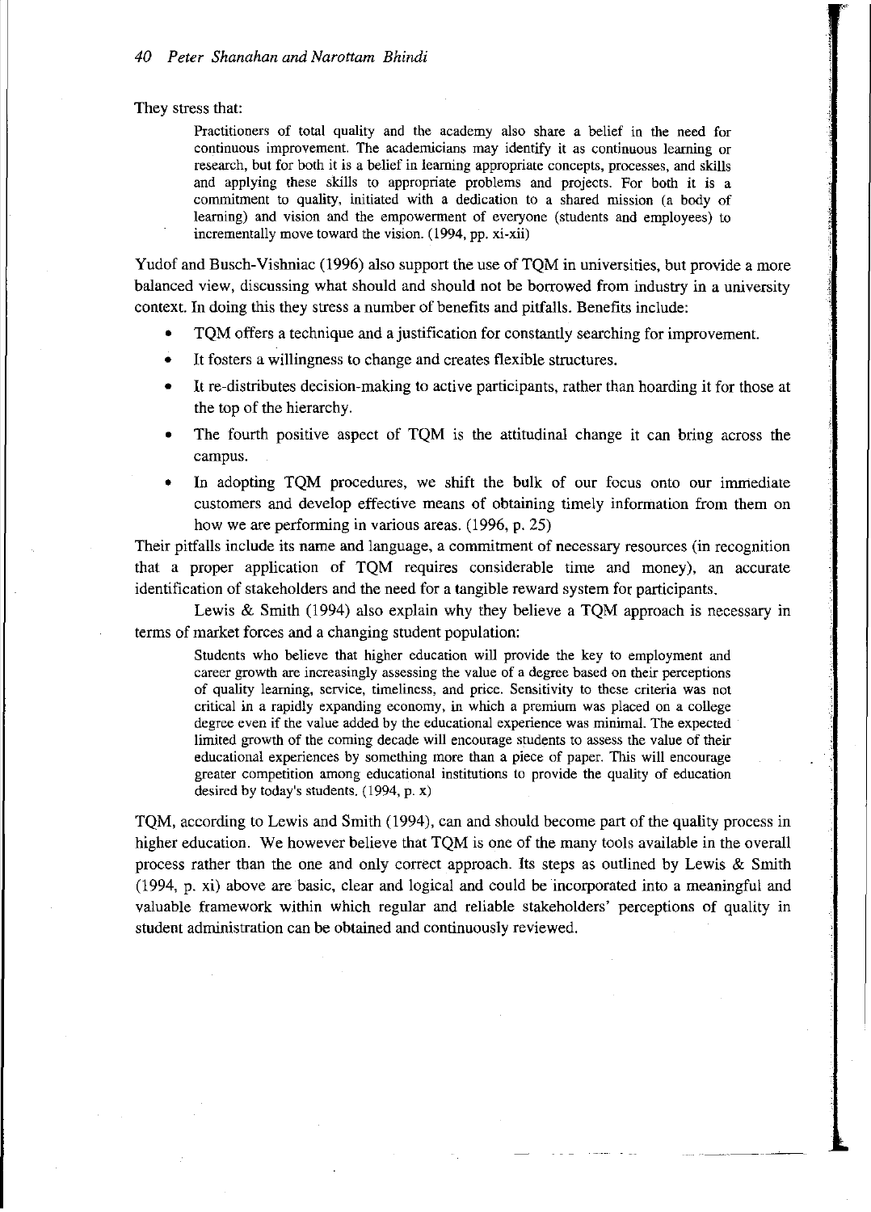They stress that:

> Practitioners of total quality and the academy also share a belief in the need for continuous improvement. The academicians may identify it as continuous learning or research, but for both it is a belief in learning appropriate concepts, processes, and skills and applying these skills to appropriate problems and projects. For both it is a commitment to quality, initiated with a dedication to a shared mission (a body of learning) and vision and the empowerment of everyone (students and employees) to incrementally move toward the vision. (1994, pp. xi-xii)

Yudof and Busch-Vishniac (1996) also support the use of TQM in universities, but provide a more balanced view, discussing what should and should not be borrowed from industry in a university context. In doing this they stress a number of benefits and pitfalls. Benefits include:

- TQM offers a technique and a justification for constantly searching for improvement.
- It fosters a willingness to change and creates flexible structures.
- It re-distributes decision-making to active participants, rather than hoarding it for those at the top of the hierarchy.
- The fourth positive aspect of TQM is the attitudinal change it can bring across the campus.
- In adopting TQM procedures, we shift the bulk of our focus onto our immediate customers and develop effective means of obtaining timely information from them on how we are performing in various areas. (1996, p. 25)

Their pitfalls include its name and language, a commitment of necessary resources (in recognition that a proper application of TQM requires considerable time and money), an accurate identification of stakeholders and the need for a tangible reward system for participants.

Lewis & Smith (1994) also explain why they believe a TQM approach is necessary in terms of market forces and a changing student population:

> Students who believe that higher education will provide the key to employment and career growth are increasingly assessing the value of a degree based on their perceptions of quality learning, service, timeliness, and price. Sensitivity to these criteria was not critical in a rapidly expanding economy, in which a premium was placed on a college degree even if the value added by the educational experience was minimal. The expected limited growth of the coming decade will encourage students to assess the value of their educational experiences by something more than a piece of paper. This will encourage greater competition among educational institutions to provide the quality of education desired by today's students. (1994, p. x)

TQM, according to Lewis and Smith (1994), can and should become part of the quality process in higher education. We however believe that TQM is one of the many tools available in the overall process rather than the one and only correct approach. Its steps as outlined by Lewis & Smith (1994, p. xi) above are basic, clear and logical and could be incorporated into a meaningful and valuable framework within which regular and reliable stakeholders' perceptions of quality in student administration can be obtained and continuously reviewed.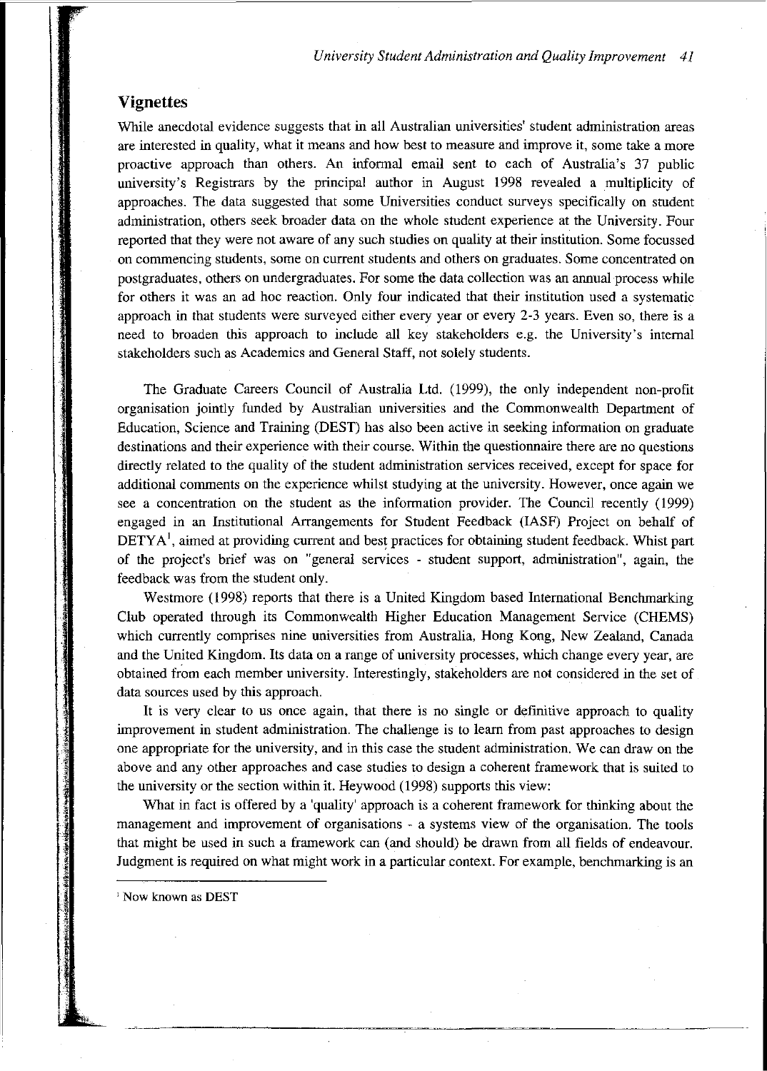## Vignettes

While anecdotal evidence suggests that in all Australian universities' student administration areas are interested in quality, what it means and how best to measure and improve it, some take a more proactive approach than others. An informal email sent to each of Australia's 37 public university's Registrars by the principal author in August 1998 revealed a multiplicity of approaches. The data suggested that some Universities conduct surveys specifically on student administration, others seek broader data on the whole student experience at the University. Four reported that they were not aware of any such studies on quality at their institution. Some focussed on commencing students, some on current students and others on graduates. Some concentrated on postgraduates, others on undergraduates. For some the data collection was an annual process while for others it was an ad hoc reaction. Only four indicated that their institution used a systematic approach in that students were surveyed either every year or every 2-3 years. Even so, there is a need to broaden this approach to include all key stakeholders e.g. the University's internal stakeholders such as Academics and General Staff, not solely students.

The Graduate Careers Council of Australia Ltd. (1999), the only independent non-profit organisation jointly funded by Australian universities and the Commonwealth Department of Education, Science and Training (DEST) has also been active in seeking information on graduate destinations and their experience with their course. Within the questionnaire there are no questions directly related to the quality of the student administration services received, except for space for additional comments on the experience whilst studying at the university. However, once again we see a concentration on the student as the information provider. The Council recently (1999) engaged in an Institutional Arrangements for Student Feedback (IASF) Project on behalf of DETYA[1], aimed at providing current and best practices for obtaining student feedback. Whist part of the project's brief was on "general services - student support, administration", again, the feedback was from the student only.

Westmore (1998) reports that there is a United Kingdom based International Benchmarking Club operated through its Commonwealth Higher Education Management Service (CHEMS) which currently comprises nine universities from Australia, Hong Kong, New Zealand, Canada and the United Kingdom. Its data on a range of university processes, which change every year, are obtained from each member university. Interestingly, stakeholders are not considered in the set of data sources used by this approach.

It is very clear to us once again, that there is no single or definitive approach to quality improvement in student administration. The challenge is to learn from past approaches to design one appropriate for the university, and in this case the student administration. We can draw on the above and any other approaches and case studies to design a coherent framework that is suited to the university or the section within it. Heywood (1998) supports this view:

What in fact is offered by a 'quality' approach is a coherent framework for thinking about the management and improvement of organisations - a systems view of the organisation. The tools that might be used in such a framework can (and should) be drawn from all fields of endeavour. Judgment is required on what might work in a particular context. For example, benchmarking is an

[1] Now known as DEST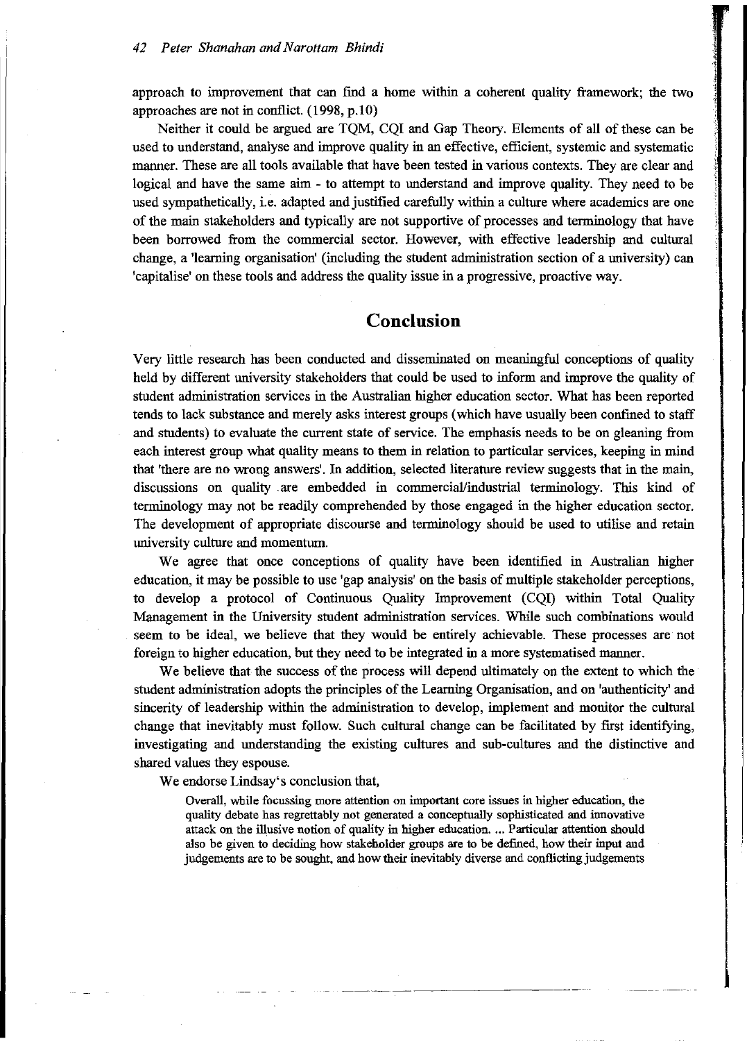approach to improvement that can find a home within a coherent quality framework; the two approaches are not in conflict. (1998, p.10)

Neither it could be argued are TQM, CQI and Gap Theory. Elements of all of these can be used to understand, analyse and improve quality in an effective, efficient, systemic and systematic manner. These are all tools available that have been tested in various contexts. They are clear and logical and have the same aim - to attempt to understand and improve quality. They need to be used sympathetically, i.e. adapted and justified carefully within a culture where academics are one of the main stakeholders and typically are not supportive of processes and terminology that have been borrowed from the commercial sector. However, with effective leadership and cultural change, a 'learning organisation' (including the student administration section of a university) can 'capitalise' on these tools and address the quality issue in a progressive, proactive way.

## Conclusion

Very little research has been conducted and disseminated on meaningful conceptions of quality held by different university stakeholders that could be used to inform and improve the quality of student administration services in the Australian higher education sector. What has been reported tends to lack substance and merely asks interest groups (which have usually been confined to staff and students) to evaluate the current state of service. The emphasis needs to be on gleaning from each interest group what quality means to them in relation to particular services, keeping in mind that 'there are no wrong answers'. In addition, selected literature review suggests that in the main, discussions on quality are embedded in commercial/industrial terminology. This kind of terminology may not be readily comprehended by those engaged in the higher education sector. The development of appropriate discourse and terminology should be used to utilise and retain university culture and momentum.

We agree that once conceptions of quality have been identified in Australian higher education, it may be possible to use 'gap analysis' on the basis of multiple stakeholder perceptions, to develop a protocol of Continuous Quality Improvement (CQI) within Total Quality Management in the University student administration services. While such combinations would seem to be ideal, we believe that they would be entirely achievable. These processes are not foreign to higher education, but they need to be integrated in a more systematised manner.

We believe that the success of the process will depend ultimately on the extent to which the student administration adopts the principles of the Learning Organisation, and on 'authenticity' and sincerity of leadership within the administration to develop, implement and monitor the cultural change that inevitably must follow. Such cultural change can be facilitated by first identifying, investigating and understanding the existing cultures and sub-cultures and the distinctive and shared values they espouse.

We endorse Lindsay's conclusion that,

> Overall, while focussing more attention on important core issues in higher education, the quality debate has regrettably not generated a conceptually sophisticated and innovative attack on the illusive notion of quality in higher education. ... Particular attention should also be given to deciding how stakeholder groups are to be defined, how their input and judgements are to be sought, and how their inevitably diverse and conflicting judgements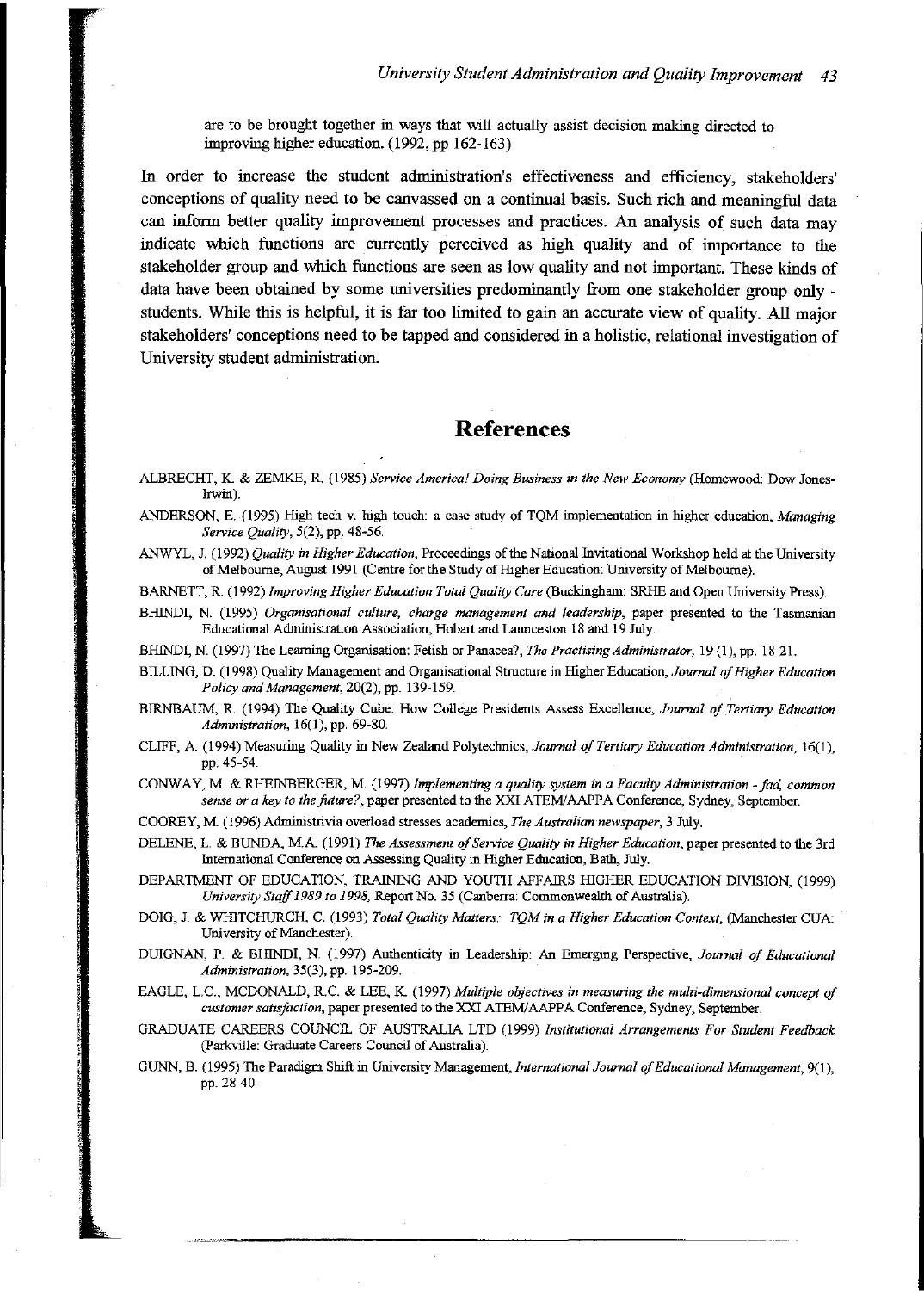are to be brought together in ways that will actually assist decision making directed to improving higher education. (1992, pp 162-163)

In order to increase the student administration's effectiveness and efficiency, stakeholders' conceptions of quality need to be canvassed on a continual basis. Such rich and meaningful data can inform better quality improvement processes and practices. An analysis of such data may indicate which functions are currently perceived as high quality and of importance to the stakeholder group and which functions are seen as low quality and not important. These kinds of data have been obtained by some universities predominantly from one stakeholder group only - students. While this is helpful, it is far too limited to gain an accurate view of quality. All major stakeholders' conceptions need to be tapped and considered in a holistic, relational investigation of University student administration.

## References

ALBRECHT, K. & ZEMKE, R. (1985) *Service America! Doing Business in the New Economy* (Homewood: Dow Jones-Irwin).

ANDERSON, E. (1995) High tech v. high touch: a case study of TQM implementation in higher education, *Managing Service Quality*, 5(2), pp. 48-56.

ANWYL, J. (1992) *Quality in Higher Education*, Proceedings of the National Invitational Workshop held at the University of Melbourne, August 1991 (Centre for the Study of Higher Education: University of Melbourne).

BARNETT, R. (1992) *Improving Higher Education Total Quality Care* (Buckingham: SRHE and Open University Press).

BHINDI, N. (1995) *Organisational culture, charge management and leadership*, paper presented to the Tasmanian Educational Administration Association, Hobart and Launceston 18 and 19 July.

BHINDI, N. (1997) The Learning Organisation: Fetish or Panacea?, *The Practising Administrator*, 19 (1), pp. 18-21.

BILLING, D. (1998) Quality Management and Organisational Structure in Higher Education, *Journal of Higher Education Policy and Management*, 20(2), pp. 139-159.

BIRNBAUM, R. (1994) The Quality Cube: How College Presidents Assess Excellence, *Journal of Tertiary Education Administration*, 16(1), pp. 69-80.

CLIFF, A. (1994) Measuring Quality in New Zealand Polytechnics, *Journal of Tertiary Education Administration*, 16(1), pp. 45-54.

CONWAY, M. & RHEINBERGER, M. (1997) *Implementing a quality system in a Faculty Administration - fad, common sense or a key to the future?*, paper presented to the XXI ATEM/AAPPA Conference, Sydney, September.

COOREY, M. (1996) Administrivia overload stresses academics, *The Australian newspaper*, 3 July.

DELENE, L. & BUNDA, M.A. (1991) *The Assessment of Service Quality in Higher Education*, paper presented to the 3rd International Conference on Assessing Quality in Higher Education, Bath, July.

DEPARTMENT OF EDUCATION, TRAINING AND YOUTH AFFAIRS HIGHER EDUCATION DIVISION, (1999) *University Staff 1989 to 1998*, Report No. 35 (Canberra: Commonwealth of Australia).

DOIG, J. & WHITCHURCH, C. (1993) *Total Quality Matters: TQM in a Higher Education Context*, (Manchester CUA: University of Manchester).

DUIGNAN, P. & BHINDI, N. (1997) Authenticity in Leadership: An Emerging Perspective, *Journal of Educational Administration*, 35(3), pp. 195-209.

EAGLE, L.C., MCDONALD, R.C. & LEE, K. (1997) *Multiple objectives in measuring the multi-dimensional concept of customer satisfaction*, paper presented to the XXI ATEM/AAPPA Conference, Sydney, September.

GRADUATE CAREERS COUNCIL OF AUSTRALIA LTD (1999) *Institutional Arrangements For Student Feedback* (Parkville: Graduate Careers Council of Australia).

GUNN, B. (1995) The Paradigm Shift in University Management, *International Journal of Educational Management*, 9(1), pp. 28-40.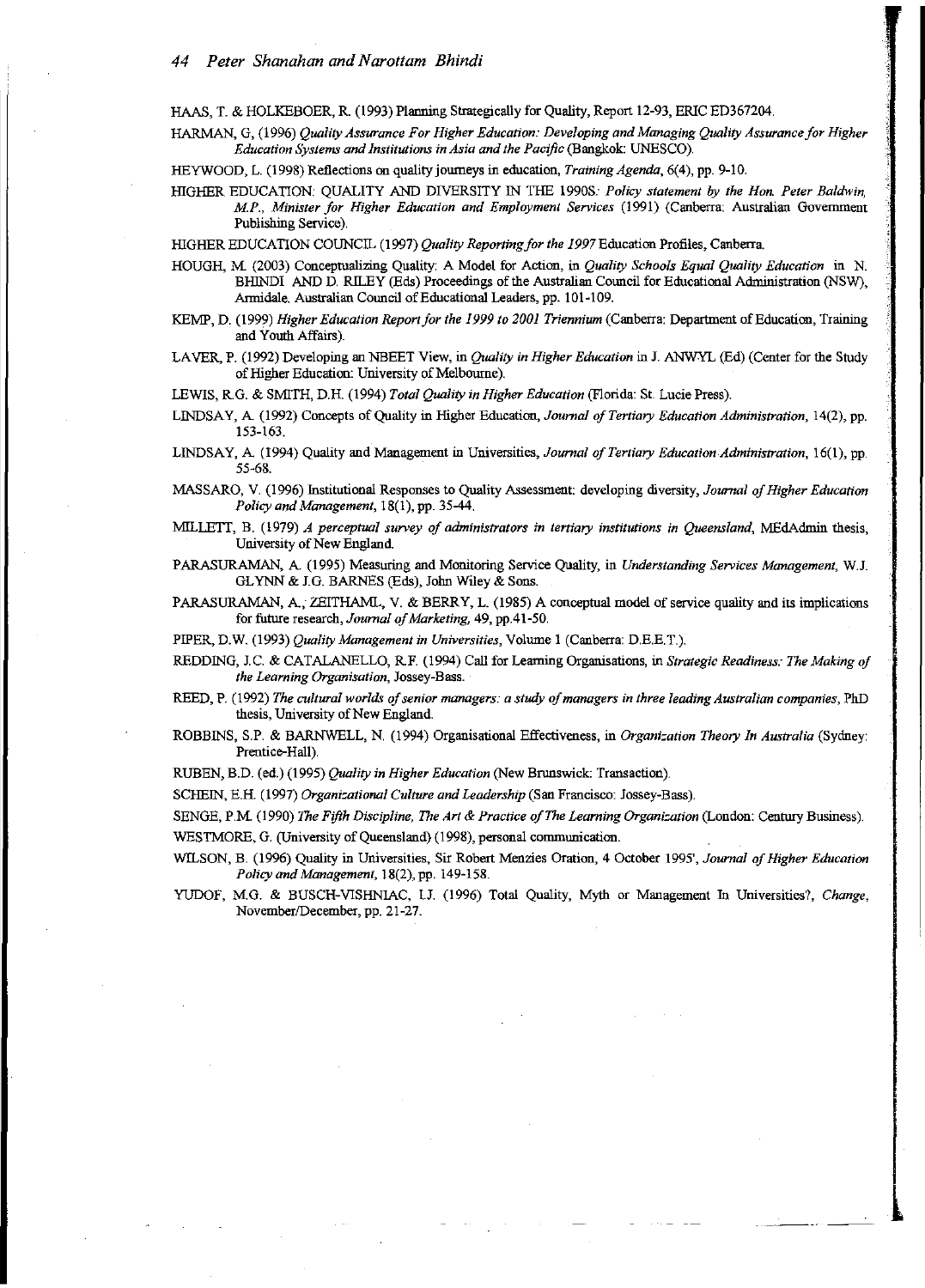HAAS, T. & HOLKEBOER, R. (1993) Planning Strategically for Quality, Report 12-93, ERIC ED367204.

HARMAN, G, (1996) *Quality Assurance For Higher Education: Developing and Managing Quality Assurance for Higher Education Systems and Institutions in Asia and the Pacific* (Bangkok: UNESCO).

HEYWOOD, L. (1998) Reflections on quality journeys in education, *Training Agenda*, 6(4), pp. 9-10.

HIGHER EDUCATION: QUALITY AND DIVERSITY IN THE 1990S: *Policy statement by the Hon. Peter Baldwin, M.P., Minister for Higher Education and Employment Services* (1991) (Canberra: Australian Government Publishing Service).

HIGHER EDUCATION COUNCIL (1997) *Quality Reporting for the 1997* Education Profiles, Canberra.

HOUGH, M. (2003) Conceptualizing Quality: A Model for Action, in *Quality Schools Equal Quality Education* in N. BHINDI AND D. RILEY (Eds) Proceedings of the Australian Council for Educational Administration (NSW), Armidale. Australian Council of Educational Leaders, pp. 101-109.

KEMP, D. (1999) *Higher Education Report for the 1999 to 2001 Triennium* (Canberra: Department of Education, Training and Youth Affairs).

LAVER, P. (1992) Developing an NBEET View, in *Quality in Higher Education* in J. ANWYL (Ed) (Center for the Study of Higher Education: University of Melbourne).

LEWIS, R.G. & SMITH, D.H. (1994) *Total Quality in Higher Education* (Florida: St. Lucie Press).

LINDSAY, A. (1992) Concepts of Quality in Higher Education, *Journal of Tertiary Education Administration*, 14(2), pp. 153-163.

LINDSAY, A. (1994) Quality and Management in Universities, *Journal of Tertiary Education Administration*, 16(1), pp. 55-68.

MASSARO, V. (1996) Institutional Responses to Quality Assessment: developing diversity, *Journal of Higher Education Policy and Management*, 18(1), pp. 35-44.

MILLETT, B. (1979) *A perceptual survey of administrators in tertiary institutions in Queensland*, MEdAdmin thesis, University of New England.

PARASURAMAN, A. (1995) Measuring and Monitoring Service Quality, in *Understanding Services Management*, W.J. GLYNN & J.G. BARNES (Eds), John Wiley & Sons.

PARASURAMAN, A., ZEITHAML, V. & BERRY, L. (1985) A conceptual model of service quality and its implications for future research, *Journal of Marketing*, 49, pp.41-50.

PIPER, D.W. (1993) *Quality Management in Universities*, Volume 1 (Canberra: D.E.E.T.).

REDDING, J.C. & CATALANELLO, R.F. (1994) Call for Learning Organisations, in *Strategic Readiness: The Making of the Learning Organisation*, Jossey-Bass.

REED, P. (1992) *The cultural worlds of senior managers: a study of managers in three leading Australian companies*, PhD thesis, University of New England.

ROBBINS, S.P. & BARNWELL, N. (1994) Organisational Effectiveness, in *Organization Theory In Australia* (Sydney: Prentice-Hall).

RUBEN, B.D. (ed.) (1995) *Quality in Higher Education* (New Brunswick: Transaction).

SCHEIN, E.H. (1997) *Organizational Culture and Leadership* (San Francisco: Jossey-Bass).

SENGE, P.M. (1990) *The Fifth Discipline, The Art & Practice of The Learning Organization* (London: Century Business).

WESTMORE, G. (University of Queensland) (1998), personal communication.

WILSON, B. (1996) Quality in Universities, Sir Robert Menzies Oration, 4 October 1995', *Journal of Higher Education Policy and Management*, 18(2), pp. 149-158.

YUDOF, M.G. & BUSCH-VISHNIAC, I.J. (1996) Total Quality, Myth or Management In Universities?, *Change*, November/December, pp. 21-27.